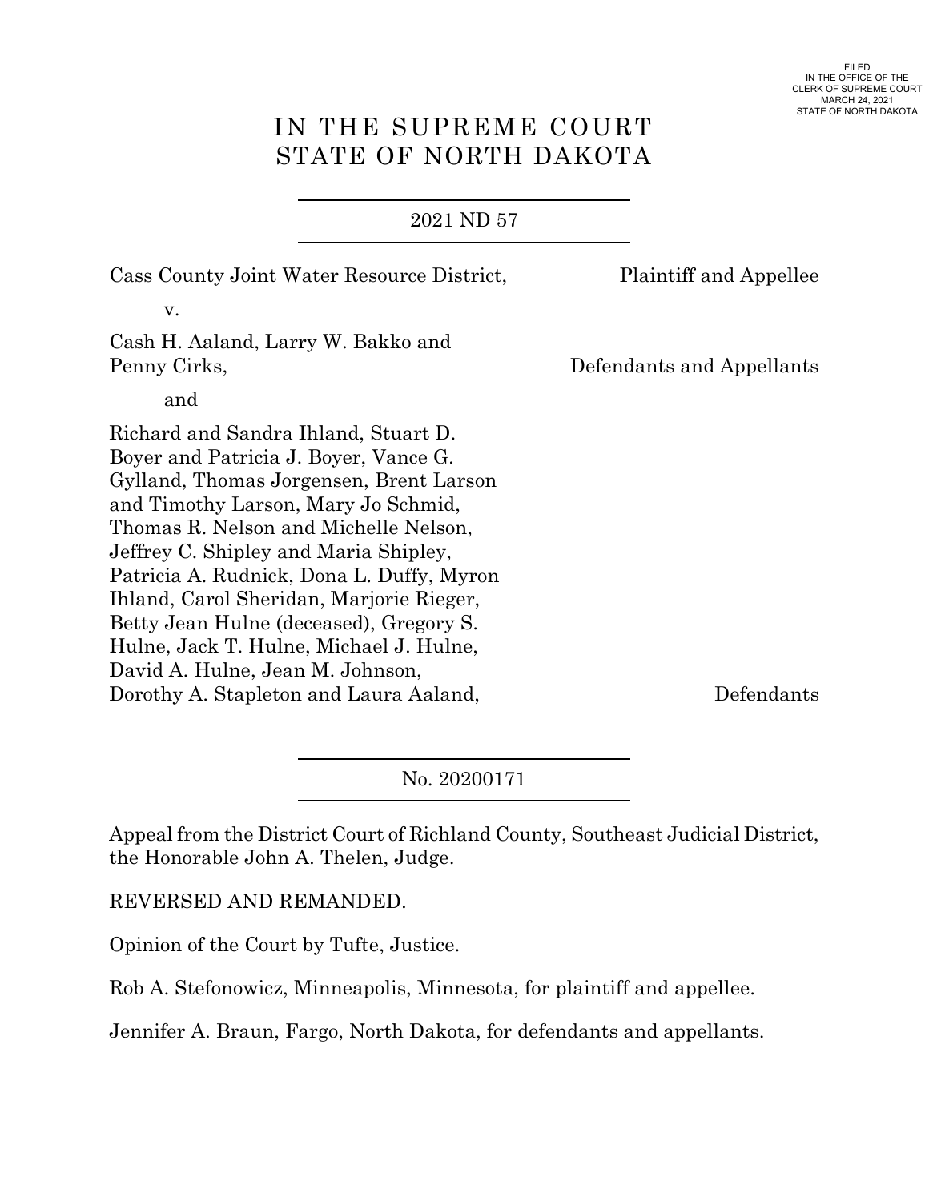FILED
IN THE OFFICE OF THE
CLERK OF SUPREME COURT
MARCH 24, 2021
STATE OF NORTH DAKOTA

# IN THE SUPREME COURT
# STATE OF NORTH DAKOTA

2021 ND 57

Cass County Joint Water Resource District, Plaintiff and Appellee

v.

Cash H. Aaland, Larry W. Bakko and Penny Cirks, Defendants and Appellants

and

Richard and Sandra Ihland, Stuart D. Boyer and Patricia J. Boyer, Vance G. Gylland, Thomas Jorgensen, Brent Larson and Timothy Larson, Mary Jo Schmid, Thomas R. Nelson and Michelle Nelson, Jeffrey C. Shipley and Maria Shipley, Patricia A. Rudnick, Dona L. Duffy, Myron Ihland, Carol Sheridan, Marjorie Rieger, Betty Jean Hulne (deceased), Gregory S. Hulne, Jack T. Hulne, Michael J. Hulne, David A. Hulne, Jean M. Johnson, Dorothy A. Stapleton and Laura Aaland, Defendants

No. 20200171

Appeal from the District Court of Richland County, Southeast Judicial District, the Honorable John A. Thelen, Judge.

REVERSED AND REMANDED.

Opinion of the Court by Tufte, Justice.

Rob A. Stefonowicz, Minneapolis, Minnesota, for plaintiff and appellee.

Jennifer A. Braun, Fargo, North Dakota, for defendants and appellants.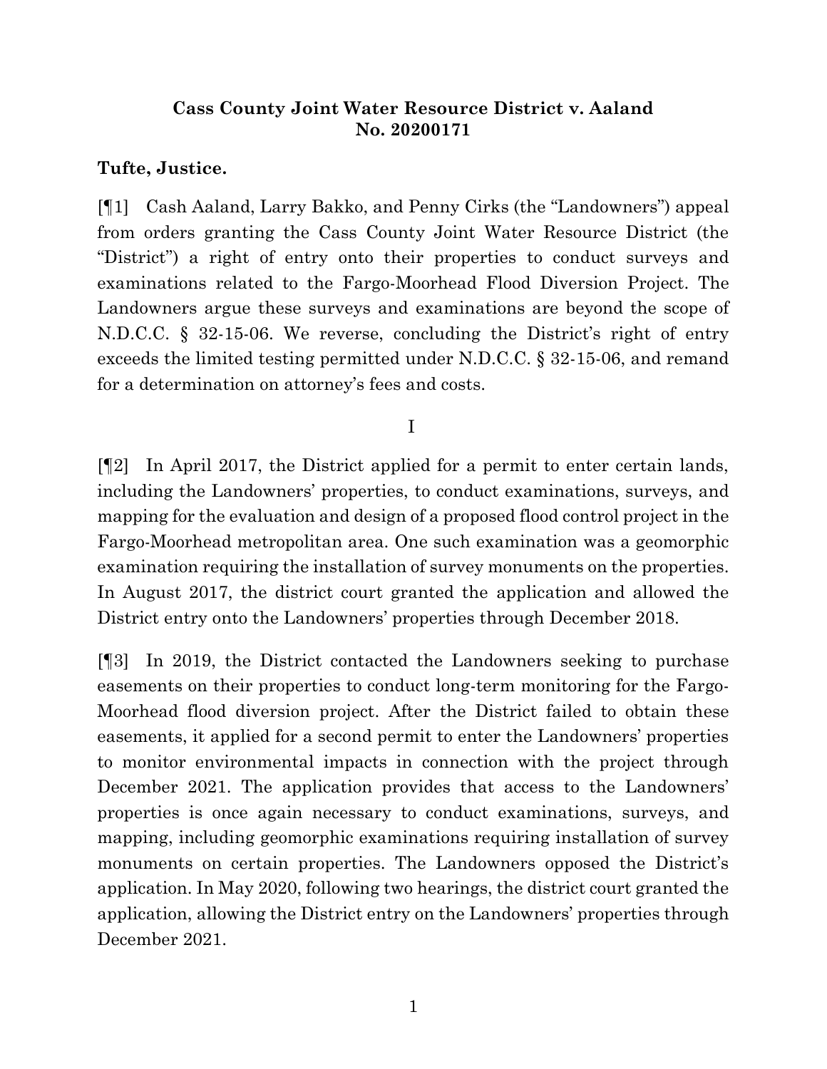**Cass County Joint Water Resource District v. Aaland**
**No. 20200171**

**Tufte, Justice.**

[¶1] Cash Aaland, Larry Bakko, and Penny Cirks (the "Landowners") appeal from orders granting the Cass County Joint Water Resource District (the "District") a right of entry onto their properties to conduct surveys and examinations related to the Fargo-Moorhead Flood Diversion Project. The Landowners argue these surveys and examinations are beyond the scope of N.D.C.C. § 32-15-06. We reverse, concluding the District's right of entry exceeds the limited testing permitted under N.D.C.C. § 32-15-06, and remand for a determination on attorney's fees and costs.

I

[¶2] In April 2017, the District applied for a permit to enter certain lands, including the Landowners' properties, to conduct examinations, surveys, and mapping for the evaluation and design of a proposed flood control project in the Fargo-Moorhead metropolitan area. One such examination was a geomorphic examination requiring the installation of survey monuments on the properties. In August 2017, the district court granted the application and allowed the District entry onto the Landowners' properties through December 2018.

[¶3] In 2019, the District contacted the Landowners seeking to purchase easements on their properties to conduct long-term monitoring for the Fargo-Moorhead flood diversion project. After the District failed to obtain these easements, it applied for a second permit to enter the Landowners' properties to monitor environmental impacts in connection with the project through December 2021. The application provides that access to the Landowners' properties is once again necessary to conduct examinations, surveys, and mapping, including geomorphic examinations requiring installation of survey monuments on certain properties. The Landowners opposed the District's application. In May 2020, following two hearings, the district court granted the application, allowing the District entry on the Landowners' properties through December 2021.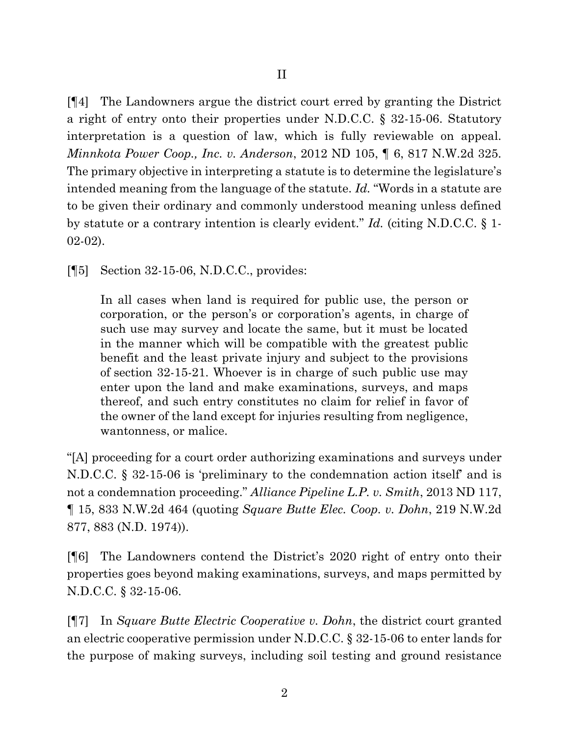## II

[¶4] The Landowners argue the district court erred by granting the District a right of entry onto their properties under N.D.C.C. § 32-15-06. Statutory interpretation is a question of law, which is fully reviewable on appeal. *Minnkota Power Coop., Inc. v. Anderson*, 2012 ND 105, ¶ 6, 817 N.W.2d 325. The primary objective in interpreting a statute is to determine the legislature's intended meaning from the language of the statute. *Id.* "Words in a statute are to be given their ordinary and commonly understood meaning unless defined by statute or a contrary intention is clearly evident." *Id.* (citing N.D.C.C. § 1-02-02).

[¶5] Section 32-15-06, N.D.C.C., provides:

> In all cases when land is required for public use, the person or corporation, or the person's or corporation's agents, in charge of such use may survey and locate the same, but it must be located in the manner which will be compatible with the greatest public benefit and the least private injury and subject to the provisions of section 32-15-21. Whoever is in charge of such public use may enter upon the land and make examinations, surveys, and maps thereof, and such entry constitutes no claim for relief in favor of the owner of the land except for injuries resulting from negligence, wantonness, or malice.

"[A] proceeding for a court order authorizing examinations and surveys under N.D.C.C. § 32-15-06 is 'preliminary to the condemnation action itself' and is not a condemnation proceeding." *Alliance Pipeline L.P. v. Smith*, 2013 ND 117, ¶ 15, 833 N.W.2d 464 (quoting *Square Butte Elec. Coop. v. Dohn*, 219 N.W.2d 877, 883 (N.D. 1974)).

[¶6] The Landowners contend the District's 2020 right of entry onto their properties goes beyond making examinations, surveys, and maps permitted by N.D.C.C. § 32-15-06.

[¶7] In *Square Butte Electric Cooperative v. Dohn*, the district court granted an electric cooperative permission under N.D.C.C. § 32-15-06 to enter lands for the purpose of making surveys, including soil testing and ground resistance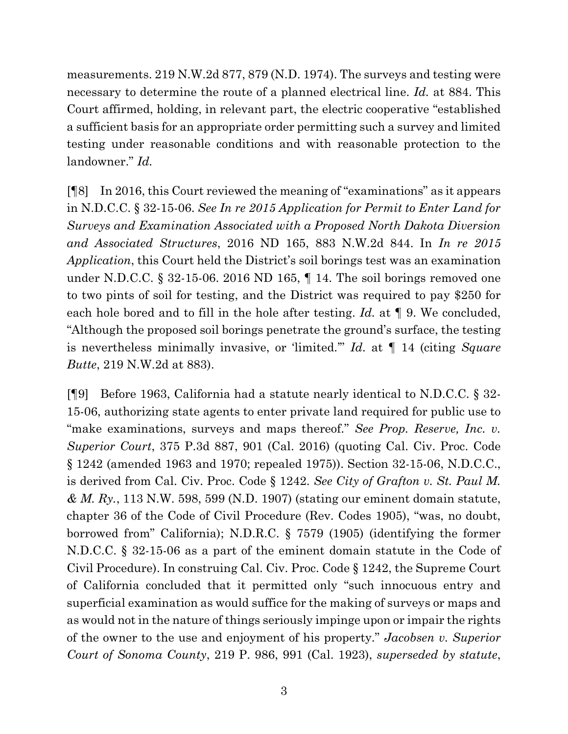measurements. 219 N.W.2d 877, 879 (N.D. 1974). The surveys and testing were necessary to determine the route of a planned electrical line. *Id.* at 884. This Court affirmed, holding, in relevant part, the electric cooperative "established a sufficient basis for an appropriate order permitting such a survey and limited testing under reasonable conditions and with reasonable protection to the landowner." *Id.*

[¶8] In 2016, this Court reviewed the meaning of "examinations" as it appears in N.D.C.C. § 32-15-06. *See In re 2015 Application for Permit to Enter Land for Surveys and Examination Associated with a Proposed North Dakota Diversion and Associated Structures*, 2016 ND 165, 883 N.W.2d 844. In *In re 2015 Application*, this Court held the District's soil borings test was an examination under N.D.C.C. § 32-15-06. 2016 ND 165, ¶ 14. The soil borings removed one to two pints of soil for testing, and the District was required to pay $250 for each hole bored and to fill in the hole after testing. *Id.* at ¶ 9. We concluded, "Although the proposed soil borings penetrate the ground's surface, the testing is nevertheless minimally invasive, or 'limited.'" *Id.* at ¶ 14 (citing *Square Butte*, 219 N.W.2d at 883).

[¶9] Before 1963, California had a statute nearly identical to N.D.C.C. § 32-15-06, authorizing state agents to enter private land required for public use to "make examinations, surveys and maps thereof." *See Prop. Reserve, Inc. v. Superior Court*, 375 P.3d 887, 901 (Cal. 2016) (quoting Cal. Civ. Proc. Code § 1242 (amended 1963 and 1970; repealed 1975)). Section 32-15-06, N.D.C.C., is derived from Cal. Civ. Proc. Code § 1242. *See City of Grafton v. St. Paul M. & M. Ry.*, 113 N.W. 598, 599 (N.D. 1907) (stating our eminent domain statute, chapter 36 of the Code of Civil Procedure (Rev. Codes 1905), "was, no doubt, borrowed from" California); N.D.R.C. § 7579 (1905) (identifying the former N.D.C.C. § 32-15-06 as a part of the eminent domain statute in the Code of Civil Procedure). In construing Cal. Civ. Proc. Code § 1242, the Supreme Court of California concluded that it permitted only "such innocuous entry and superficial examination as would suffice for the making of surveys or maps and as would not in the nature of things seriously impinge upon or impair the rights of the owner to the use and enjoyment of his property." *Jacobsen v. Superior Court of Sonoma County*, 219 P. 986, 991 (Cal. 1923), *superseded by statute*,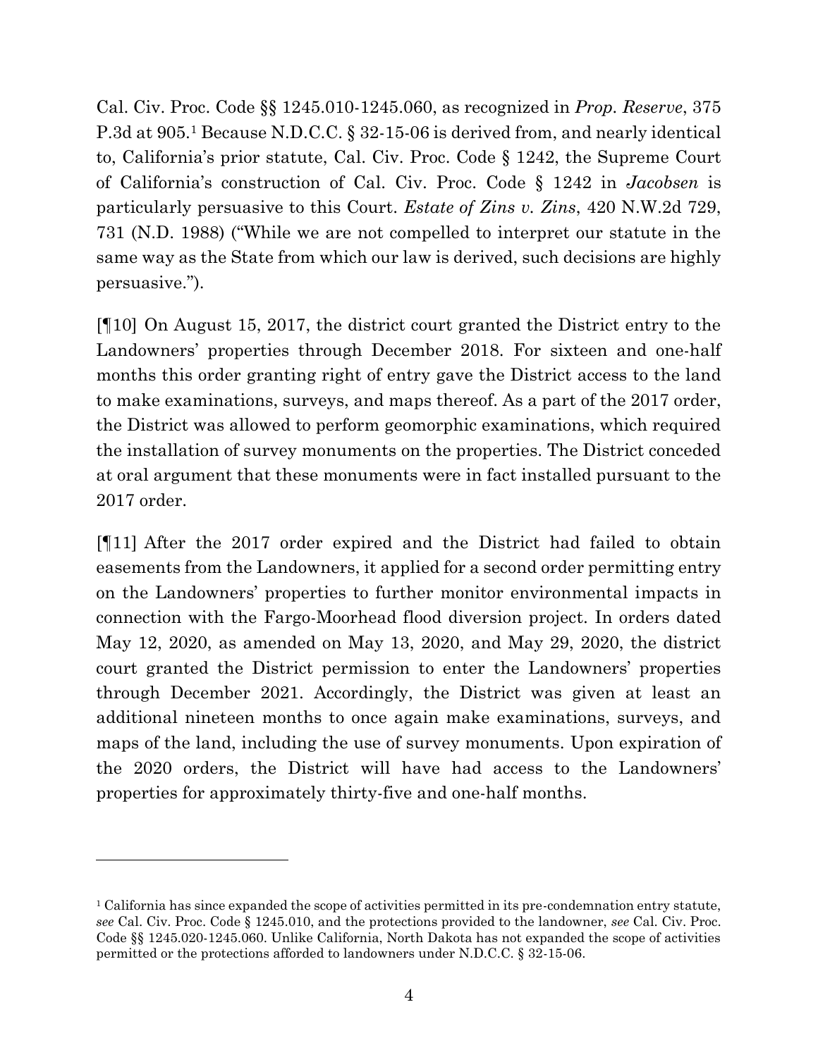Cal. Civ. Proc. Code §§ 1245.010-1245.060, as recognized in *Prop. Reserve*, 375 P.3d at 905.[1] Because N.D.C.C. § 32-15-06 is derived from, and nearly identical to, California's prior statute, Cal. Civ. Proc. Code § 1242, the Supreme Court of California's construction of Cal. Civ. Proc. Code § 1242 in *Jacobsen* is particularly persuasive to this Court. *Estate of Zins v. Zins*, 420 N.W.2d 729, 731 (N.D. 1988) ("While we are not compelled to interpret our statute in the same way as the State from which our law is derived, such decisions are highly persuasive.").

[¶10] On August 15, 2017, the district court granted the District entry to the Landowners' properties through December 2018. For sixteen and one-half months this order granting right of entry gave the District access to the land to make examinations, surveys, and maps thereof. As a part of the 2017 order, the District was allowed to perform geomorphic examinations, which required the installation of survey monuments on the properties. The District conceded at oral argument that these monuments were in fact installed pursuant to the 2017 order.

[¶11] After the 2017 order expired and the District had failed to obtain easements from the Landowners, it applied for a second order permitting entry on the Landowners' properties to further monitor environmental impacts in connection with the Fargo-Moorhead flood diversion project. In orders dated May 12, 2020, as amended on May 13, 2020, and May 29, 2020, the district court granted the District permission to enter the Landowners' properties through December 2021. Accordingly, the District was given at least an additional nineteen months to once again make examinations, surveys, and maps of the land, including the use of survey monuments. Upon expiration of the 2020 orders, the District will have had access to the Landowners' properties for approximately thirty-five and one-half months.

---

[1] California has since expanded the scope of activities permitted in its pre-condemnation entry statute, *see* Cal. Civ. Proc. Code § 1245.010, and the protections provided to the landowner, *see* Cal. Civ. Proc. Code §§ 1245.020-1245.060. Unlike California, North Dakota has not expanded the scope of activities permitted or the protections afforded to landowners under N.D.C.C. § 32-15-06.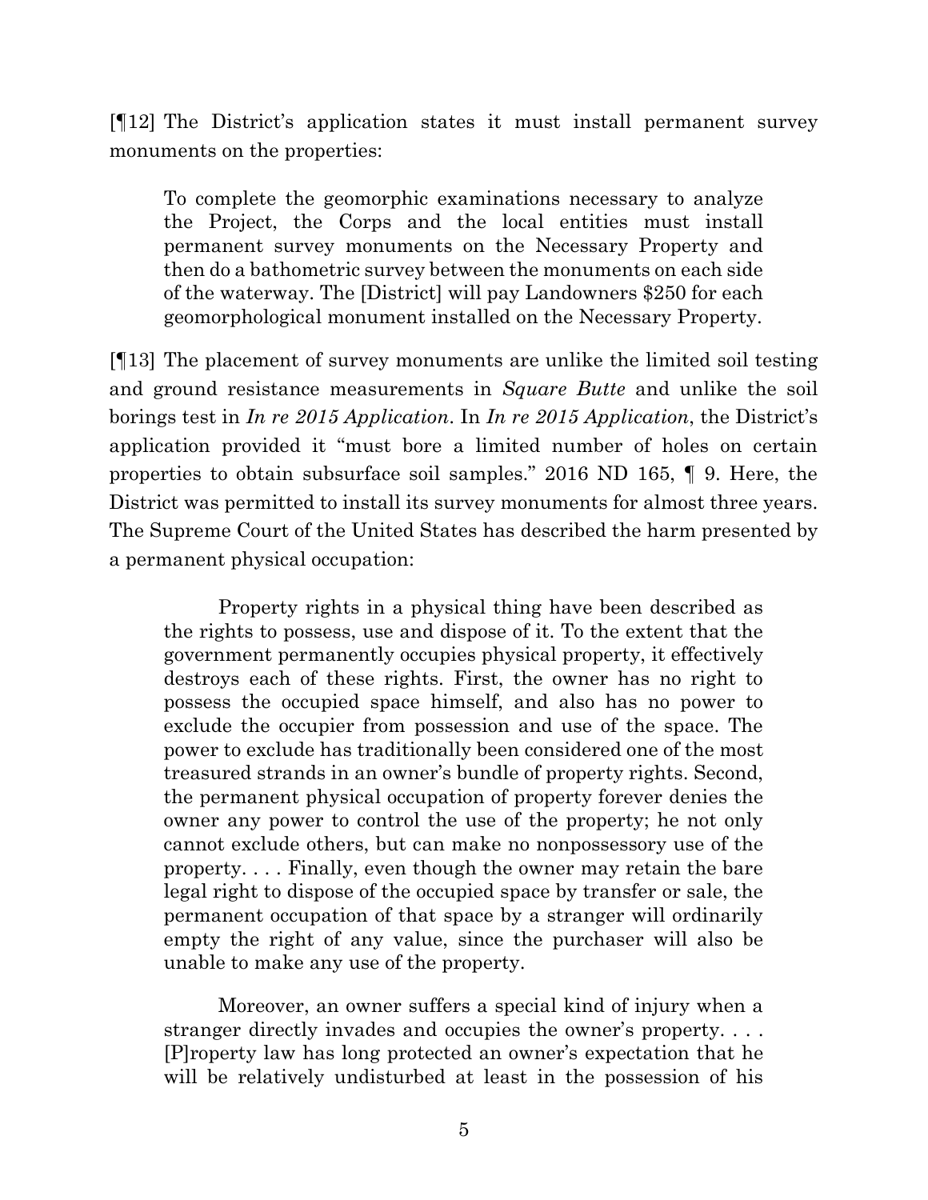[¶12] The District's application states it must install permanent survey monuments on the properties:

> To complete the geomorphic examinations necessary to analyze the Project, the Corps and the local entities must install permanent survey monuments on the Necessary Property and then do a bathometric survey between the monuments on each side of the waterway. The [District] will pay Landowners $250 for each geomorphological monument installed on the Necessary Property.

[¶13] The placement of survey monuments are unlike the limited soil testing and ground resistance measurements in *Square Butte* and unlike the soil borings test in *In re 2015 Application*. In *In re 2015 Application*, the District's application provided it "must bore a limited number of holes on certain properties to obtain subsurface soil samples." 2016 ND 165, ¶ 9. Here, the District was permitted to install its survey monuments for almost three years. The Supreme Court of the United States has described the harm presented by a permanent physical occupation:

> Property rights in a physical thing have been described as the rights to possess, use and dispose of it. To the extent that the government permanently occupies physical property, it effectively destroys each of these rights. First, the owner has no right to possess the occupied space himself, and also has no power to exclude the occupier from possession and use of the space. The power to exclude has traditionally been considered one of the most treasured strands in an owner's bundle of property rights. Second, the permanent physical occupation of property forever denies the owner any power to control the use of the property; he not only cannot exclude others, but can make no nonpossessory use of the property. . . . Finally, even though the owner may retain the bare legal right to dispose of the occupied space by transfer or sale, the permanent occupation of that space by a stranger will ordinarily empty the right of any value, since the purchaser will also be unable to make any use of the property.
>
> Moreover, an owner suffers a special kind of injury when a stranger directly invades and occupies the owner's property. . . . [P]roperty law has long protected an owner's expectation that he will be relatively undisturbed at least in the possession of his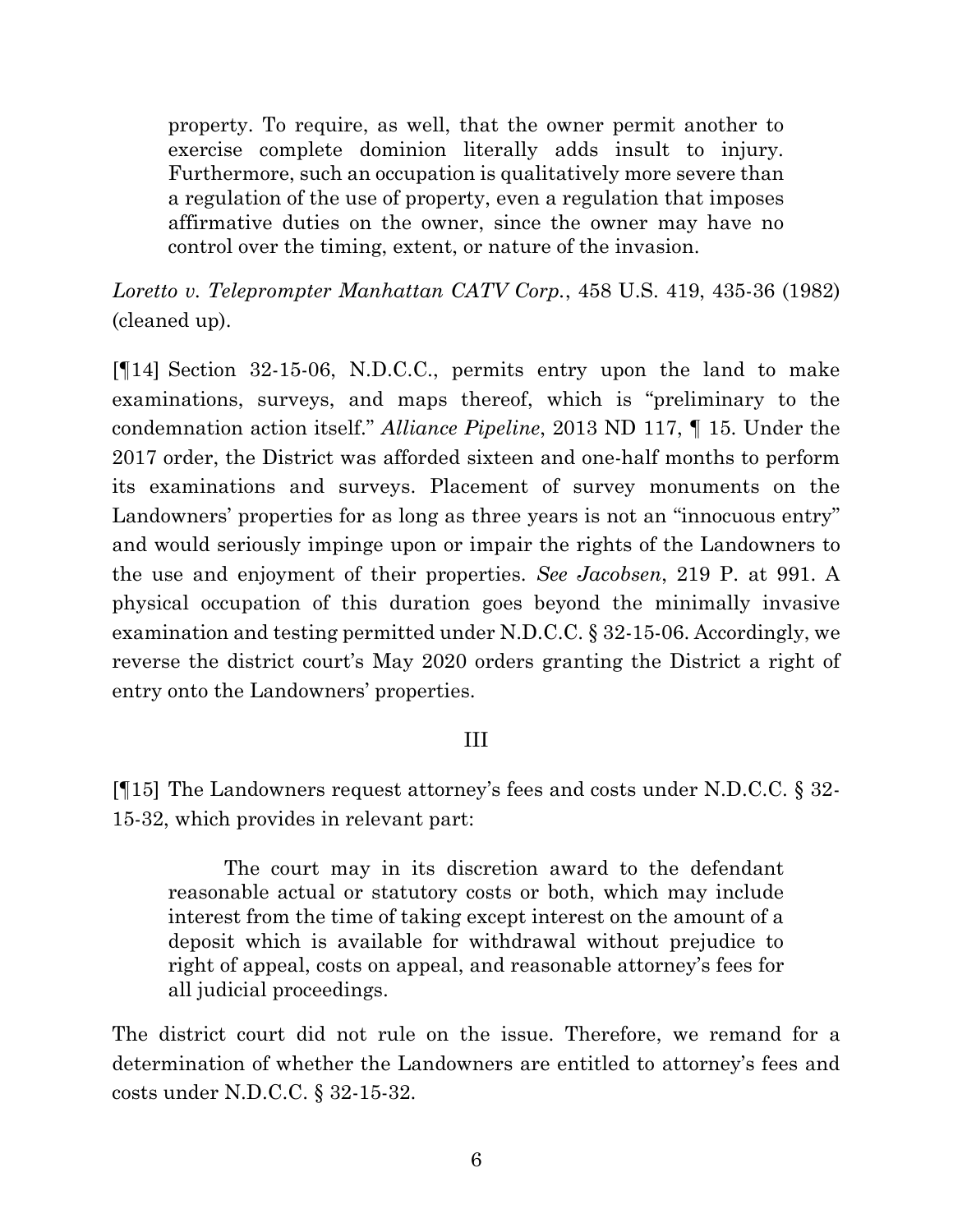> property. To require, as well, that the owner permit another to exercise complete dominion literally adds insult to injury. Furthermore, such an occupation is qualitatively more severe than a regulation of the use of property, even a regulation that imposes affirmative duties on the owner, since the owner may have no control over the timing, extent, or nature of the invasion.

*Loretto v. Teleprompter Manhattan CATV Corp.*, 458 U.S. 419, 435-36 (1982) (cleaned up).

[¶14] Section 32-15-06, N.D.C.C., permits entry upon the land to make examinations, surveys, and maps thereof, which is "preliminary to the condemnation action itself." *Alliance Pipeline*, 2013 ND 117, ¶ 15. Under the 2017 order, the District was afforded sixteen and one-half months to perform its examinations and surveys. Placement of survey monuments on the Landowners' properties for as long as three years is not an "innocuous entry" and would seriously impinge upon or impair the rights of the Landowners to the use and enjoyment of their properties. *See Jacobsen*, 219 P. at 991. A physical occupation of this duration goes beyond the minimally invasive examination and testing permitted under N.D.C.C. § 32-15-06. Accordingly, we reverse the district court's May 2020 orders granting the District a right of entry onto the Landowners' properties.

## III

[¶15] The Landowners request attorney's fees and costs under N.D.C.C. § 32-15-32, which provides in relevant part:

> The court may in its discretion award to the defendant reasonable actual or statutory costs or both, which may include interest from the time of taking except interest on the amount of a deposit which is available for withdrawal without prejudice to right of appeal, costs on appeal, and reasonable attorney's fees for all judicial proceedings.

The district court did not rule on the issue. Therefore, we remand for a determination of whether the Landowners are entitled to attorney's fees and costs under N.D.C.C. § 32-15-32.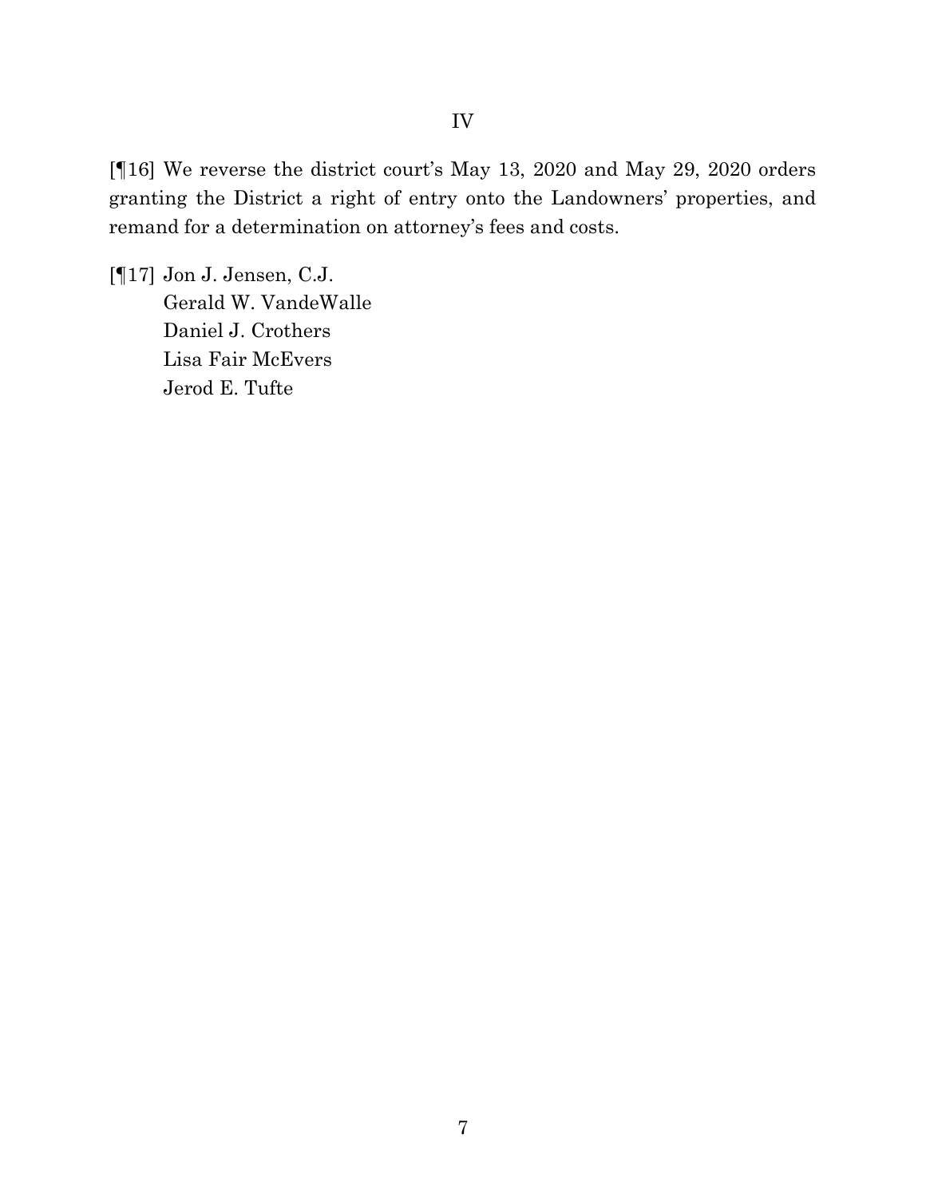## IV

[¶16] We reverse the district court's May 13, 2020 and May 29, 2020 orders granting the District a right of entry onto the Landowners' properties, and remand for a determination on attorney's fees and costs.

[¶17] Jon J. Jensen, C.J.  
Gerald W. VandeWalle  
Daniel J. Crothers  
Lisa Fair McEvers  
Jerod E. Tufte